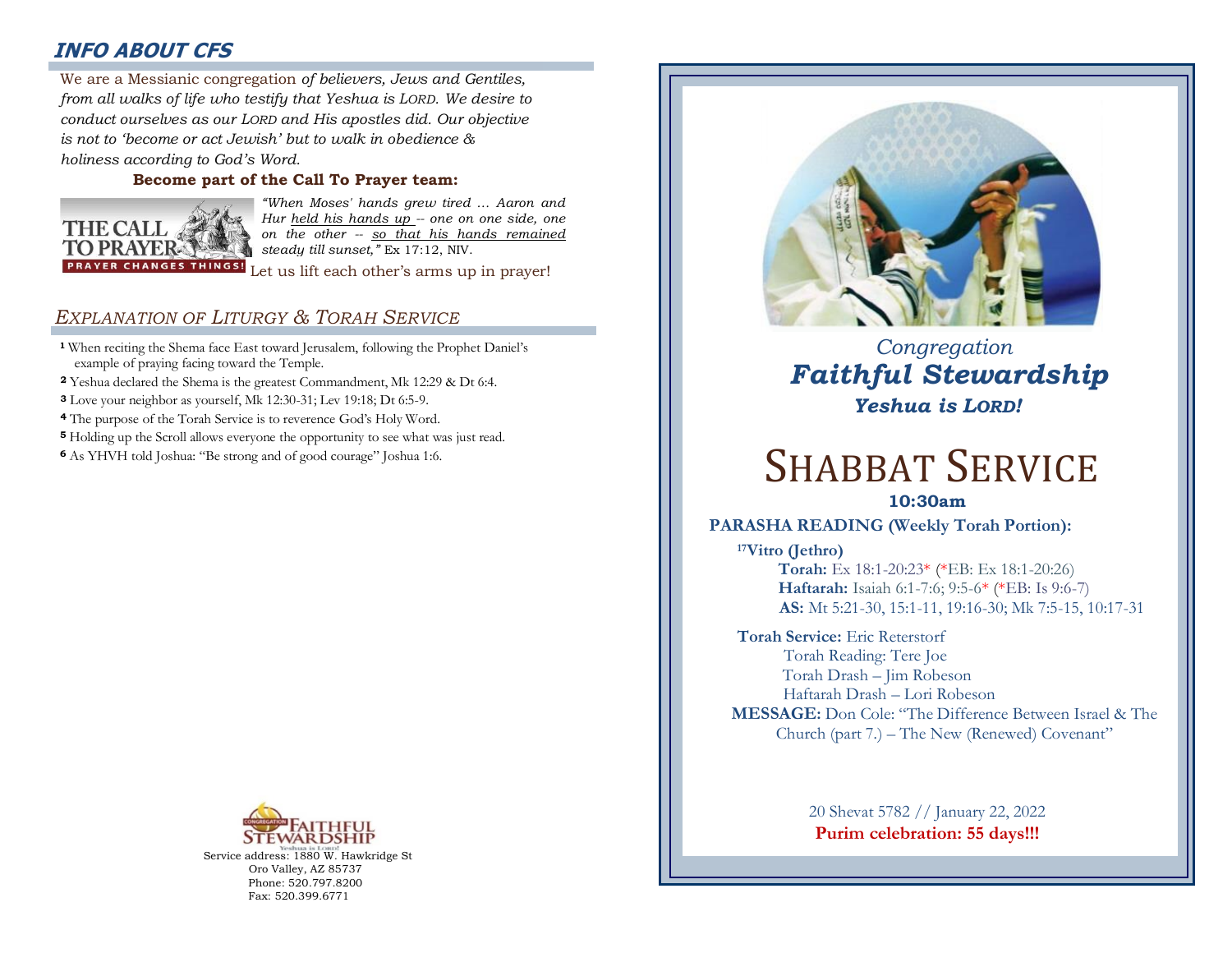## INFO ABOUT CFS

We are a Messianic congregation *of believers, Jews and Gentiles, from all walks of life who testify that Yeshua is LORD. We desire to conduct ourselves as our LORD and His apostles did. Our objective is not to 'become or act Jewish' but to walk in obedience & holiness according to God's Word.*

**Become part of the Call To Prayer team:**

THE CALL TO PRAYER — PRAYER CHANGES THINGS!

*"When Moses' hands grew tired … Aaron and Hur held his hands up -- one on one side, one on the other -- so that his hands remained steady till sunset,"* Ex 17:12, NIV.

Let us lift each other's arms up in prayer!

## *EXPLANATION OF LITURGY & TORAH SERVICE*

**1** When reciting the Shema face East toward Jerusalem, following the Prophet Daniel's example of praying facing toward the Temple.

**2** Yeshua declared the Shema is the greatest Commandment, Mk 12:29 & Dt 6:4.

**3** Love your neighbor as yourself, Mk 12:30-31; Lev 19:18; Dt 6:5-9.

**4** The purpose of the Torah Service is to reverence God's Holy Word.

**5** Holding up the Scroll allows everyone the opportunity to see what was just read.

**6** As YHVH told Joshua: "Be strong and of good courage" Joshua 1:6.

Congregation Faithful Stewardship — Yeshua is Lord!

Service address: 1880 W. Hawkridge St
Oro Valley, AZ 85737
Phone: 520.797.8200
Fax: 520.399.6771

*Congregation*

***Faithful Stewardship***

***Yeshua is LORD!***

# SHABBAT SERVICE

**10:30am**

**PARASHA READING (Weekly Torah Portion):**

**[17]Vitro (Jethro)**

**Torah:** Ex 18:1-20:23* (*EB: Ex 18:1-20:26)
**Haftarah:** Isaiah 6:1-7:6; 9:5-6* (*EB: Is 9:6-7)
**AS:** Mt 5:21-30, 15:1-11, 19:16-30; Mk 7:5-15, 10:17-31

**Torah Service:** Eric Reterstorf
Torah Reading: Tere Joe
Torah Drash – Jim Robeson
Haftarah Drash – Lori Robeson

**MESSAGE:** Don Cole: "The Difference Between Israel & The Church (part 7.) – The New (Renewed) Covenant"

20 Shevat 5782 // January 22, 2022

**Purim celebration: 55 days!!!**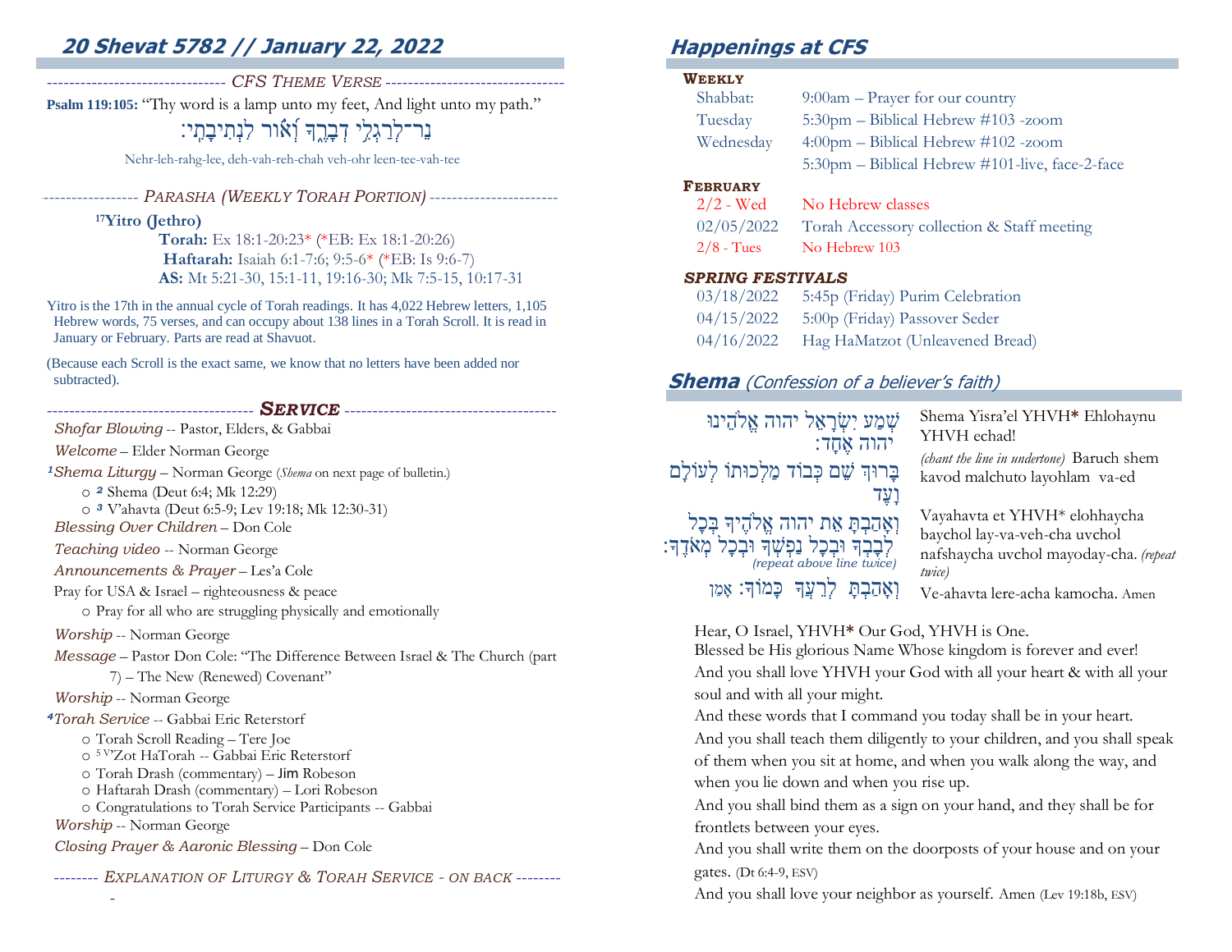# 20 Shevat 5782 // January 22, 2022

-------------------------------- *CFS THEME VERSE* --------------------------------

**Psalm 119:105:** "Thy word is a lamp unto my feet, And light unto my path."

נֵר־לְרַגְלִ֥י דְבָרֶ֑ךָ וְ֝א֗וֹר לִנְתִיבָתִֽי׃

Nehr-leh-rahg-lee, deh-vah-reh-chah veh-ohr leen-tee-vah-tee

----------------- *PARASHA (WEEKLY TORAH PORTION)* -----------------------

**17Yitro (Jethro)**

**Torah:** Ex 18:1-20:23* (*EB: Ex 18:1-20:26)

**Haftarah:** Isaiah 6:1-7:6; 9:5-6* (*EB: Is 9:6-7)

**AS:** Mt 5:21-30, 15:1-11, 19:16-30; Mk 7:5-15, 10:17-31

Yitro is the 17th in the annual cycle of Torah readings. It has 4,022 Hebrew letters, 1,105 Hebrew words, 75 verses, and can occupy about 138 lines in a Torah Scroll. It is read in January or February. Parts are read at Shavuot.

(Because each Scroll is the exact same, we know that no letters have been added nor subtracted).

------------------------------------ ***SERVICE*** -------------------------------------

*Shofar Blowing* -- Pastor, Elders, & Gabbai

*Welcome* – Elder Norman George

*1Shema Liturgy* – Norman George (*Shema* on next page of bulletin.)

- *2* Shema (Deut 6:4; Mk 12:29)
- *3* V'ahavta (Deut 6:5-9; Lev 19:18; Mk 12:30-31)

*Blessing Over Children* – Don Cole

*Teaching video* -- Norman George

*Announcements & Prayer* – Les'a Cole

Pray for USA & Israel – righteousness & peace

- Pray for all who are struggling physically and emotionally

*Worship* -- Norman George

*Message* – Pastor Don Cole: "The Difference Between Israel & The Church (part 7) – The New (Renewed) Covenant"

*Worship* -- Norman George

*4Torah Service* -- Gabbai Eric Reterstorf

- Torah Scroll Reading – Tere Joe
- 5 V'Zot HaTorah -- Gabbai Eric Reterstorf
- Torah Drash (commentary) – Jim Robeson
- Haftarah Drash (commentary) – Lori Robeson
- Congratulations to Torah Service Participants -- Gabbai

*Worship* -- Norman George

*Closing Prayer & Aaronic Blessing* – Don Cole

-------- *EXPLANATION OF LITURGY & TORAH SERVICE - ON BACK* --------

-

# Happenings at CFS

**WEEKLY**

| | |
|---|---|
| Shabbat: | 9:00am – Prayer for our country |
| Tuesday | 5:30pm – Biblical Hebrew #103 -zoom |
| Wednesday | 4:00pm – Biblical Hebrew #102 -zoom |
| | 5:30pm – Biblical Hebrew #101-live, face-2-face |

**FEBRUARY**

| | |
|---|---|
| 2/2 - Wed | No Hebrew classes |
| 02/05/2022 | Torah Accessory collection & Staff meeting |
| 2/8 - Tues | No Hebrew 103 |

***SPRING FESTIVALS***

| | |
|---|---|
| 03/18/2022 | 5:45p (Friday) Purim Celebration |
| 04/15/2022 | 5:00p (Friday) Passover Seder |
| 04/16/2022 | Hag HaMatzot (Unleavened Bread) |

## Shema *(Confession of a believer's faith)*

שְׁמַע יִשְׂרָאֵל יהוה אֱלֹהֵינוּ יהוה אֶחָד׃

Shema Yisra'el YHVH* Ehlohaynu YHVH echad!

בָּרוּךְ שֵׁם כְּבוֹד מַלְכוּתוֹ לְעוֹלָם וָעֶד

*(chant the line in undertone)* Baruch shem kavod malchuto layohlam va-ed

וְאָהַבְתָּ אֵת יהוה אֱלֹהֶיךָ בְּכָל לְבָבְךָ וּבְכָל נַפְשְׁךָ וּבְכָל מְאֹדֶךָ׃ *(repeat above line twice)*

Vayahavta et YHVH* elohhaycha baychol lay-va-veh-cha uvchol nafshaycha uvchol mayoday-cha. *(repeat twice)*

וְאָהַבְתָּ לְרֵעֲךָ כָּמוֹךָ׃ אָמֵן

Ve-ahavta lere-acha kamocha. Amen

Hear, O Israel, YHVH* Our God, YHVH is One.

Blessed be His glorious Name Whose kingdom is forever and ever!

And you shall love YHVH your God with all your heart & with all your soul and with all your might.

And these words that I command you today shall be in your heart.

And you shall teach them diligently to your children, and you shall speak of them when you sit at home, and when you walk along the way, and when you lie down and when you rise up.

And you shall bind them as a sign on your hand, and they shall be for frontlets between your eyes.

And you shall write them on the doorposts of your house and on your gates. (Dt 6:4-9, ESV)

And you shall love your neighbor as yourself. Amen (Lev 19:18b, ESV)